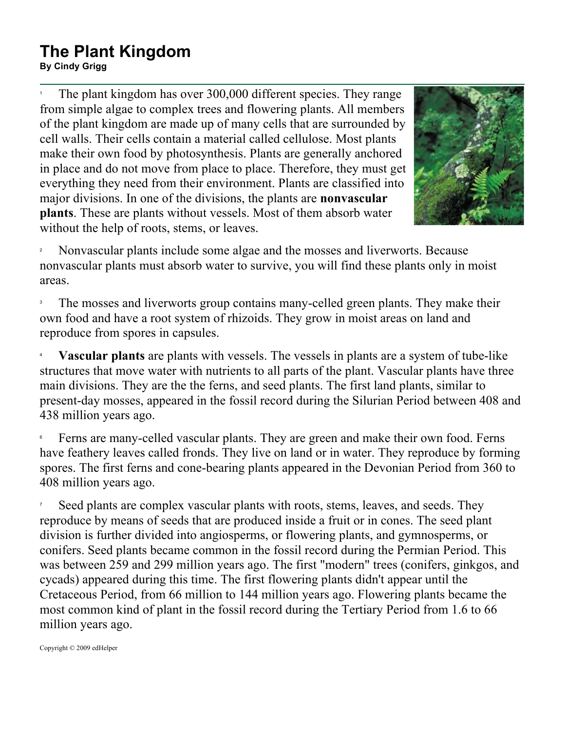# The Plant Kingdom

**By Cindy Grigg**

1 The plant kingdom has over 300,000 different species. They range from simple algae to complex trees and flowering plants. All members of the plant kingdom are made up of many cells that are surrounded by cell walls. Their cells contain a material called cellulose. Most plants make their own food by photosynthesis. Plants are generally anchored in place and do not move from place to place. Therefore, they must get everything they need from their environment. Plants are classified into major divisions. In one of the divisions, the plants are **nonvascular plants**. These are plants without vessels. Most of them absorb water without the help of roots, stems, or leaves.

2 Nonvascular plants include some algae and the mosses and liverworts. Because nonvascular plants must absorb water to survive, you will find these plants only in moist areas.

3 The mosses and liverworts group contains many-celled green plants. They make their own food and have a root system of rhizoids. They grow in moist areas on land and reproduce from spores in capsules.

4 **Vascular plants** are plants with vessels. The vessels in plants are a system of tube-like structures that move water with nutrients to all parts of the plant. Vascular plants have three main divisions. They are the the ferns, and seed plants. The first land plants, similar to present-day mosses, appeared in the fossil record during the Silurian Period between 408 and 438 million years ago.

6 Ferns are many-celled vascular plants. They are green and make their own food. Ferns have feathery leaves called fronds. They live on land or in water. They reproduce by forming spores. The first ferns and cone-bearing plants appeared in the Devonian Period from 360 to 408 million years ago.

7 Seed plants are complex vascular plants with roots, stems, leaves, and seeds. They reproduce by means of seeds that are produced inside a fruit or in cones. The seed plant division is further divided into angiosperms, or flowering plants, and gymnosperms, or conifers. Seed plants became common in the fossil record during the Permian Period. This was between 259 and 299 million years ago. The first "modern" trees (conifers, ginkgos, and cycads) appeared during this time. The first flowering plants didn't appear until the Cretaceous Period, from 66 million to 144 million years ago. Flowering plants became the most common kind of plant in the fossil record during the Tertiary Period from 1.6 to 66 million years ago.

Copyright © 2009 edHelper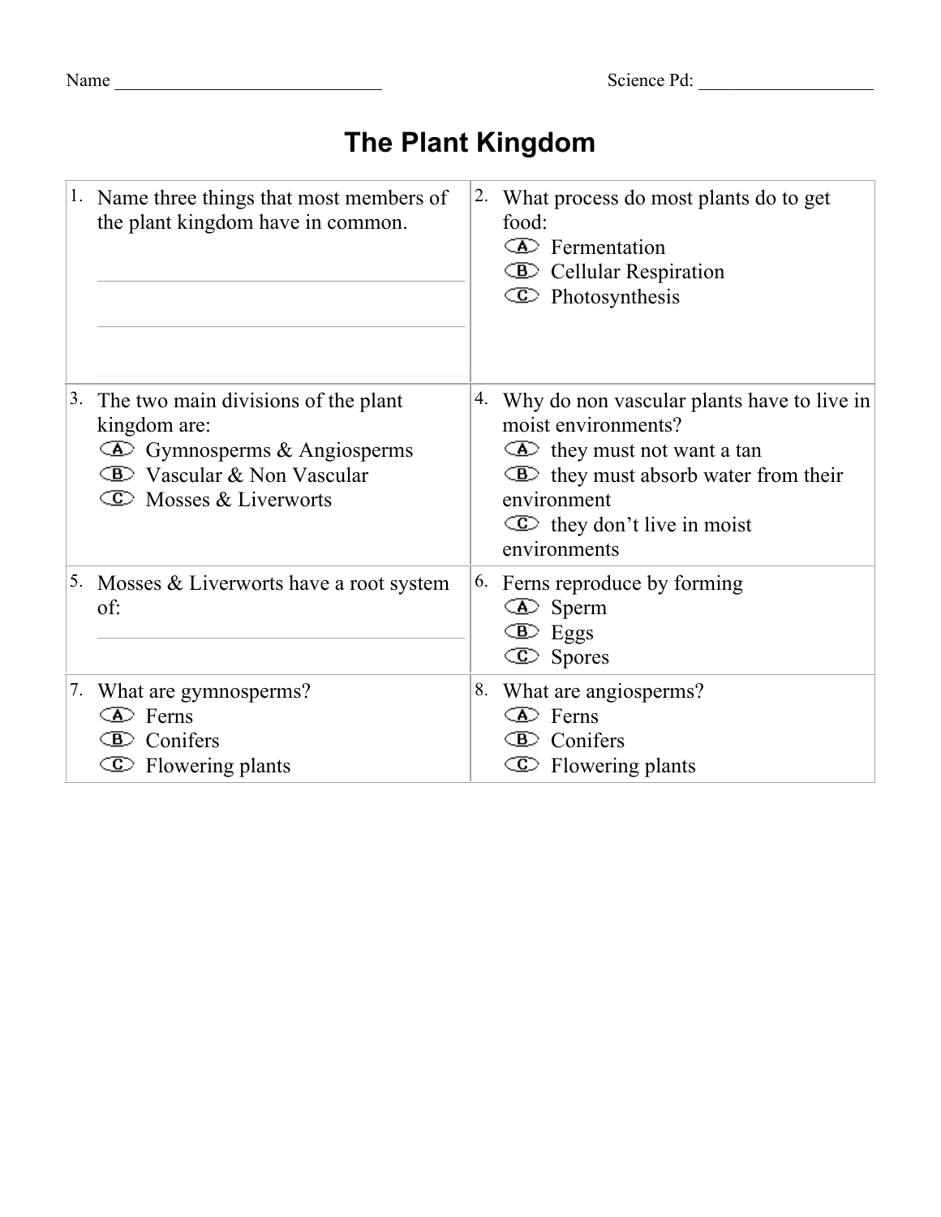Name ______________________________ Science Pd: ___________________

# The Plant Kingdom

| | |
|---|---|
| 1. Name three things that most members of the plant kingdom have in common.<br><br>______________________________<br><br>______________________________ | 2. What process do most plants do to get food:<br>(A) Fermentation<br>(B) Cellular Respiration<br>(C) Photosynthesis |
| 3. The two main divisions of the plant kingdom are:<br>(A) Gymnosperms & Angiosperms<br>(B) Vascular & Non Vascular<br>(C) Mosses & Liverworts | 4. Why do non vascular plants have to live in moist environments?<br>(A) they must not want a tan<br>(B) they must absorb water from their environment<br>(C) they don't live in moist environments |
| 5. Mosses & Liverworts have a root system of:<br><br>______________________________ | 6. Ferns reproduce by forming<br>(A) Sperm<br>(B) Eggs<br>(C) Spores |
| 7. What are gymnosperms?<br>(A) Ferns<br>(B) Conifers<br>(C) Flowering plants | 8. What are angiosperms?<br>(A) Ferns<br>(B) Conifers<br>(C) Flowering plants |